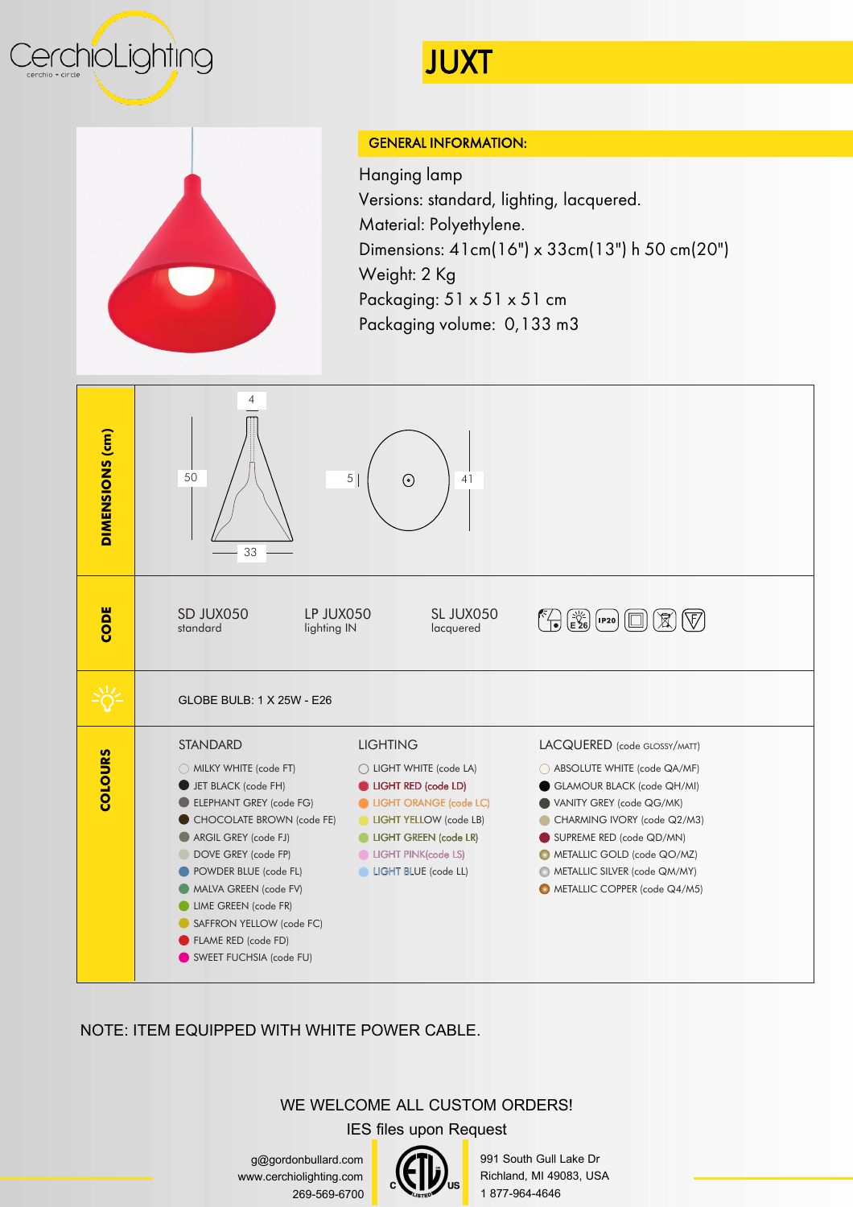# JUXT

## GENERAL INFORMATION:

Hanging lamp
Versions: standard, lighting, lacquered.
Material: Polyethylene.
Dimensions: 41cm(16") x 33cm(13") h 50 cm(20")
Weight: 2 Kg
Packaging: 51 x 51 x 51 cm
Packaging volume: 0,133 m3

## DIMENSIONS (cm)

4 / 50 / 33 / 5 / 41

## CODE

| SD JUX050 | LP JUX050 | SL JUX050 |
|---|---|---|
| standard | lighting IN | lacquered |

E26 · IP20

GLOBE BULB: 1 X 25W - E26

## COLOURS

| STANDARD | LIGHTING | LACQUERED (code GLOSSY/MATT) |
|---|---|---|
| MILKY WHITE (code FT) | LIGHT WHITE (code LA) | ABSOLUTE WHITE (code QA/MF) |
| JET BLACK (code FH) | LIGHT RED (code LD) | GLAMOUR BLACK (code QH/MI) |
| ELEPHANT GREY (code FG) | LIGHT ORANGE (code LC) | VANITY GREY (code QG/MK) |
| CHOCOLATE BROWN (code FE) | LIGHT YELLOW (code LB) | CHARMING IVORY (code Q2/M3) |
| ARGIL GREY (code FJ) | LIGHT GREEN (code LR) | SUPREME RED (code QD/MN) |
| DOVE GREY (code FP) | LIGHT PINK(code LS) | METALLIC GOLD (code QO/MZ) |
| POWDER BLUE (code FL) | LIGHT BLUE (code LL) | METALLIC SILVER (code QM/MY) |
| MALVA GREEN (code FV) | | METALLIC COPPER (code Q4/M5) |
| LIME GREEN (code FR) | | |
| SAFFRON YELLOW (code FC) | | |
| FLAME RED (code FD) | | |
| SWEET FUCHSIA (code FU) | | |

NOTE: ITEM EQUIPPED WITH WHITE POWER CABLE.

WE WELCOME ALL CUSTOM ORDERS!

IES files upon Request

g@gordonbullard.com
www.cerchiolighting.com
269-569-6700

991 South Gull Lake Dr
Richland, MI 49083, USA
1 877-964-4646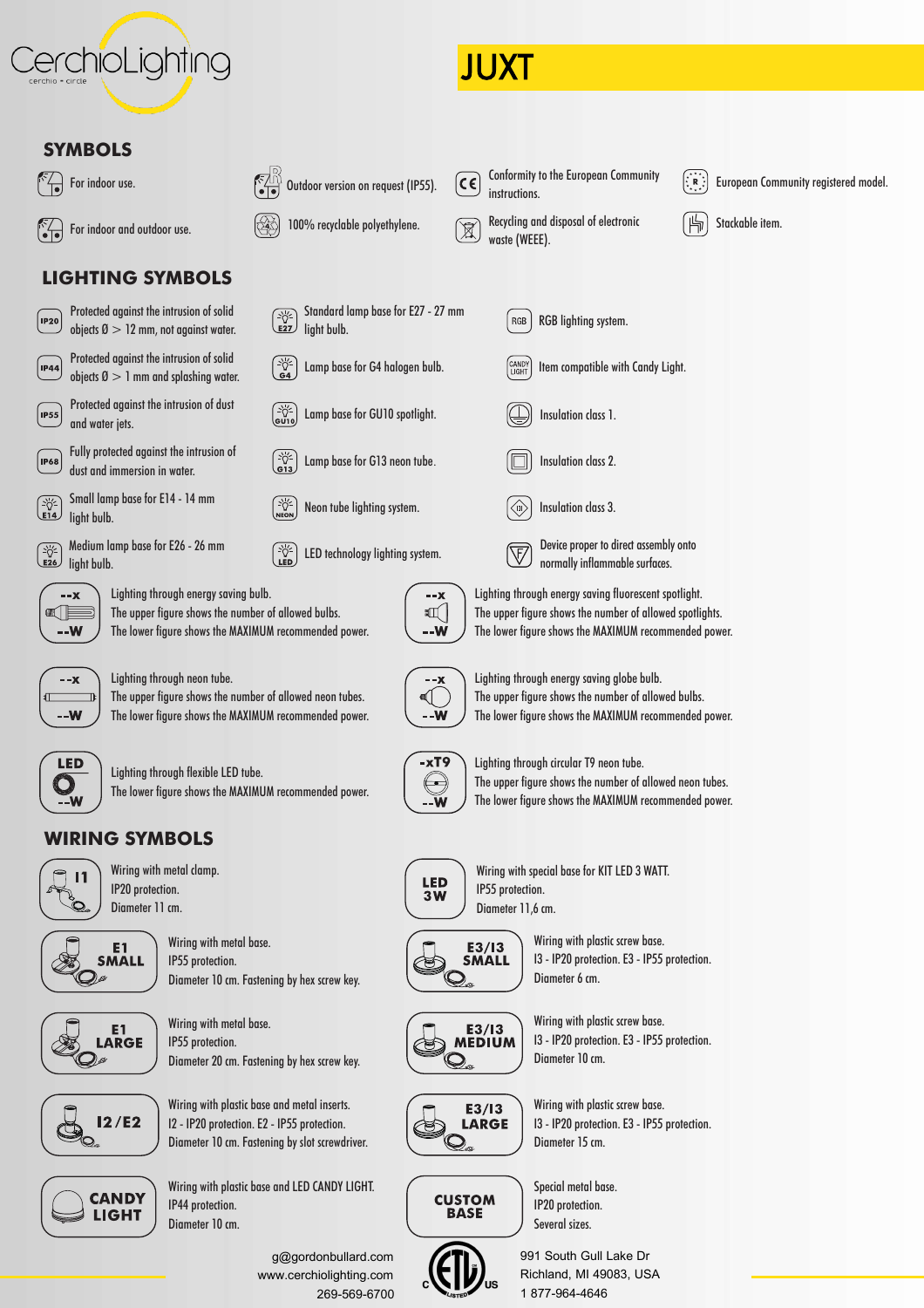CerchioLighting
cerchio + circle

# JUXT

## SYMBOLS

For indoor use.

Outdoor version on request (IP55).

Conformity to the European Community instructions.

European Community registered model.

For indoor and outdoor use.

100% recyclable polyethylene.

Recycling and disposal of electronic waste (WEEE).

Stackable item.

## LIGHTING SYMBOLS

IP20 — Protected against the intrusion of solid objects Ø > 12 mm, not against water.

IP44 — Protected against the intrusion of solid objects Ø > 1 mm and splashing water.

IP55 — Protected against the intrusion of dust and water jets.

IP68 — Fully protected against the intrusion of dust and immersion in water.

E14 — Small lamp base for E14 - 14 mm light bulb.

E26 — Medium lamp base for E26 - 26 mm light bulb.

E27 — Standard lamp base for E27 - 27 mm light bulb.

G4 — Lamp base for G4 halogen bulb.

GU10 — Lamp base for GU10 spotlight.

G13 — Lamp base for G13 neon tube.

NEON — Neon tube lighting system.

LED — LED technology lighting system.

RGB — RGB lighting system.

CANDY LIGHT — Item compatible with Candy Light.

Insulation class 1.

Insulation class 2.

Insulation class 3.

Device proper to direct assembly onto normally inflammable surfaces.

--x / --W — Lighting through energy saving bulb. The upper figure shows the number of allowed bulbs. The lower figure shows the MAXIMUM recommended power.

--x / --W — Lighting through energy saving fluorescent spotlight. The upper figure shows the number of allowed spotlights. The lower figure shows the MAXIMUM recommended power.

--x / --W — Lighting through neon tube. The upper figure shows the number of allowed neon tubes. The lower figure shows the MAXIMUM recommended power.

--x / --W — Lighting through energy saving globe bulb. The upper figure shows the number of allowed bulbs. The lower figure shows the MAXIMUM recommended power.

LED / --W — Lighting through flexible LED tube. The lower figure shows the MAXIMUM recommended power.

-xT9 / --W — Lighting through circular T9 neon tube. The upper figure shows the number of allowed neon tubes. The lower figure shows the MAXIMUM recommended power.

## WIRING SYMBOLS

I1 — Wiring with metal clamp. IP20 protection. Diameter 11 cm.

LED 3W — Wiring with special base for KIT LED 3 WATT. IP55 protection. Diameter 11,6 cm.

E1 SMALL — Wiring with metal base. IP55 protection. Diameter 10 cm. Fastening by hex screw key.

E3/I3 SMALL — Wiring with plastic screw base. I3 - IP20 protection. E3 - IP55 protection. Diameter 6 cm.

E1 LARGE — Wiring with metal base. IP55 protection. Diameter 20 cm. Fastening by hex screw key.

E3/I3 MEDIUM — Wiring with plastic screw base. I3 - IP20 protection. E3 - IP55 protection. Diameter 10 cm.

I2/E2 — Wiring with plastic base and metal inserts. I2 - IP20 protection. E2 - IP55 protection. Diameter 10 cm. Fastening by slot screwdriver.

E3/I3 LARGE — Wiring with plastic screw base. I3 - IP20 protection. E3 - IP55 protection. Diameter 15 cm.

CANDY LIGHT — Wiring with plastic base and LED CANDY LIGHT. IP44 protection. Diameter 10 cm.

CUSTOM BASE — Special metal base. IP20 protection. Several sizes.

g@gordonbullard.com
www.cerchiolighting.com
269-569-6700

991 South Gull Lake Dr
Richland, MI 49083, USA
1 877-964-4646